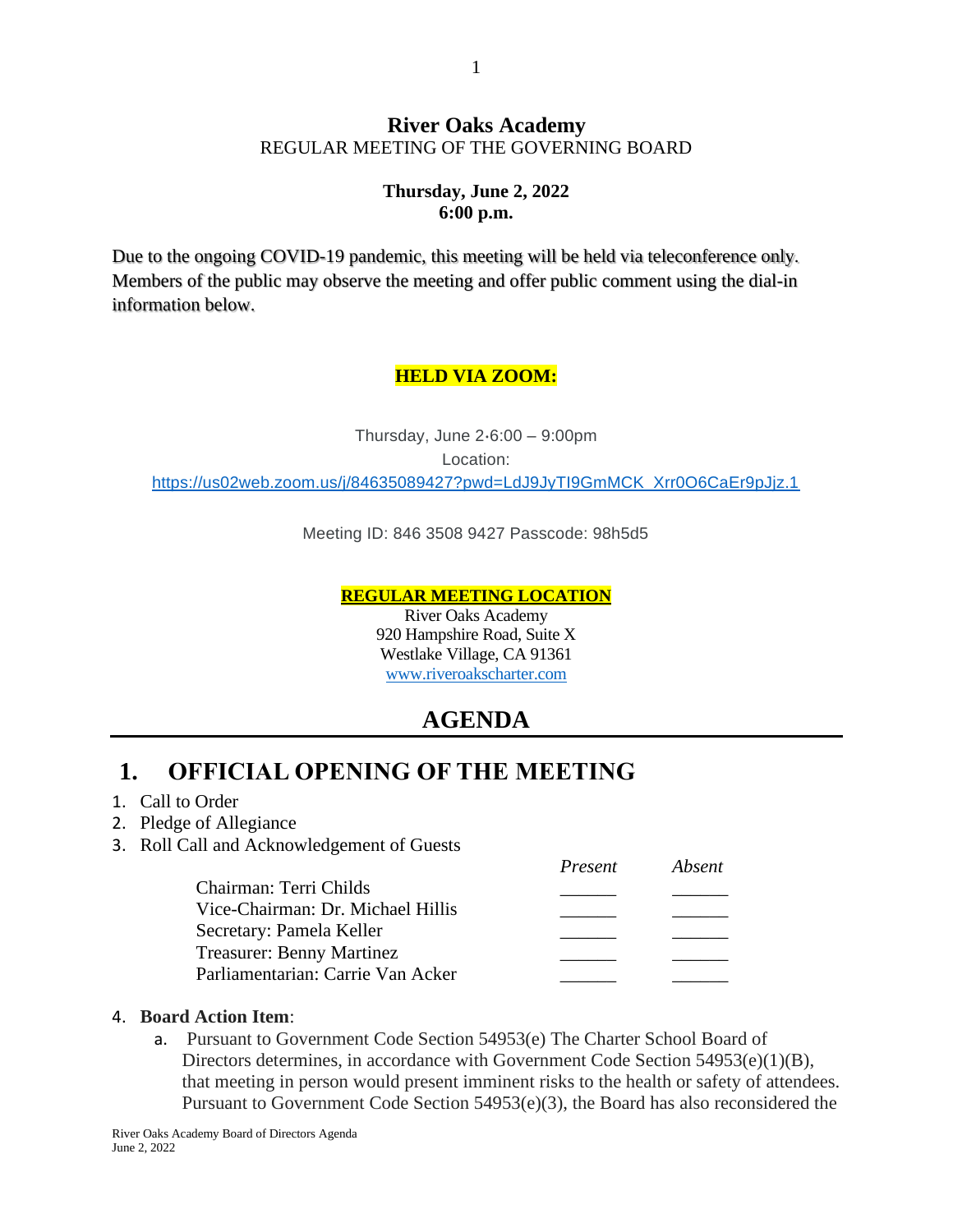# River Oaks Academy

REGULAR MEETING OF THE GOVERNING BOARD

**Thursday, June 2, 2022**
**6:00 p.m.**

Due to the ongoing COVID-19 pandemic, this meeting will be held via teleconference only. Members of the public may observe the meeting and offer public comment using the dial-in information below.

**HELD VIA ZOOM:**

Thursday, June 2·6:00 – 9:00pm

Location:

https://us02web.zoom.us/j/84635089427?pwd=LdJ9JyTI9GmMCK_Xrr0O6CaEr9pJjz.1

Meeting ID: 846 3508 9427 Passcode: 98h5d5

**REGULAR MEETING LOCATION**

River Oaks Academy
920 Hampshire Road, Suite X
Westlake Village, CA 91361
www.riveroakscharter.com

## AGENDA

## 1. OFFICIAL OPENING OF THE MEETING

1. Call to Order
2. Pledge of Allegiance
3. Roll Call and Acknowledgement of Guests

| | *Present* | *Absent* |
|---|---|---|
| Chairman: Terri Childs | ______ | ______ |
| Vice-Chairman: Dr. Michael Hillis | ______ | ______ |
| Secretary: Pamela Keller | ______ | ______ |
| Treasurer: Benny Martinez | ______ | ______ |
| Parliamentarian: Carrie Van Acker | ______ | ______ |

4. **Board Action Item**:
   a. Pursuant to Government Code Section 54953(e) The Charter School Board of Directors determines, in accordance with Government Code Section 54953(e)(1)(B), that meeting in person would present imminent risks to the health or safety of attendees. Pursuant to Government Code Section 54953(e)(3), the Board has also reconsidered the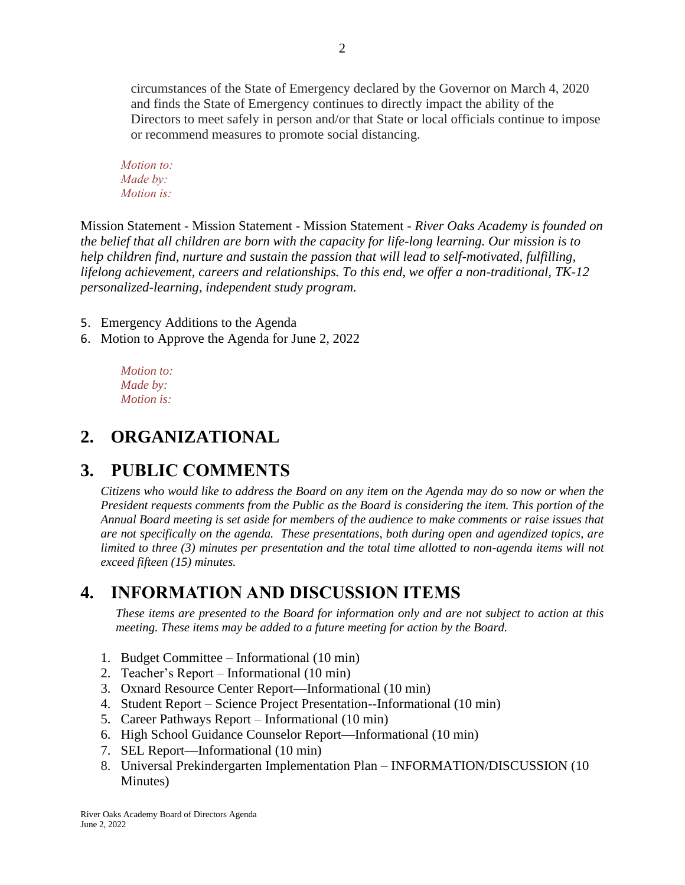circumstances of the State of Emergency declared by the Governor on March 4, 2020 and finds the State of Emergency continues to directly impact the ability of the Directors to meet safely in person and/or that State or local officials continue to impose or recommend measures to promote social distancing.

*Motion to:*
*Made by:*
*Motion is:*

Mission Statement - Mission Statement - Mission Statement - *River Oaks Academy is founded on the belief that all children are born with the capacity for life-long learning. Our mission is to help children find, nurture and sustain the passion that will lead to self-motivated, fulfilling, lifelong achievement, careers and relationships. To this end, we offer a non-traditional, TK-12 personalized-learning, independent study program.*

5. Emergency Additions to the Agenda
6. Motion to Approve the Agenda for June 2, 2022

*Motion to:*
*Made by:*
*Motion is:*

# 2. ORGANIZATIONAL

# 3. PUBLIC COMMENTS

*Citizens who would like to address the Board on any item on the Agenda may do so now or when the President requests comments from the Public as the Board is considering the item. This portion of the Annual Board meeting is set aside for members of the audience to make comments or raise issues that are not specifically on the agenda. These presentations, both during open and agendized topics, are limited to three (3) minutes per presentation and the total time allotted to non-agenda items will not exceed fifteen (15) minutes.*

# 4. INFORMATION AND DISCUSSION ITEMS

*These items are presented to the Board for information only and are not subject to action at this meeting. These items may be added to a future meeting for action by the Board.*

1. Budget Committee – Informational (10 min)
2. Teacher's Report – Informational (10 min)
3. Oxnard Resource Center Report—Informational (10 min)
4. Student Report – Science Project Presentation--Informational (10 min)
5. Career Pathways Report – Informational (10 min)
6. High School Guidance Counselor Report—Informational (10 min)
7. SEL Report—Informational (10 min)
8. Universal Prekindergarten Implementation Plan – INFORMATION/DISCUSSION (10 Minutes)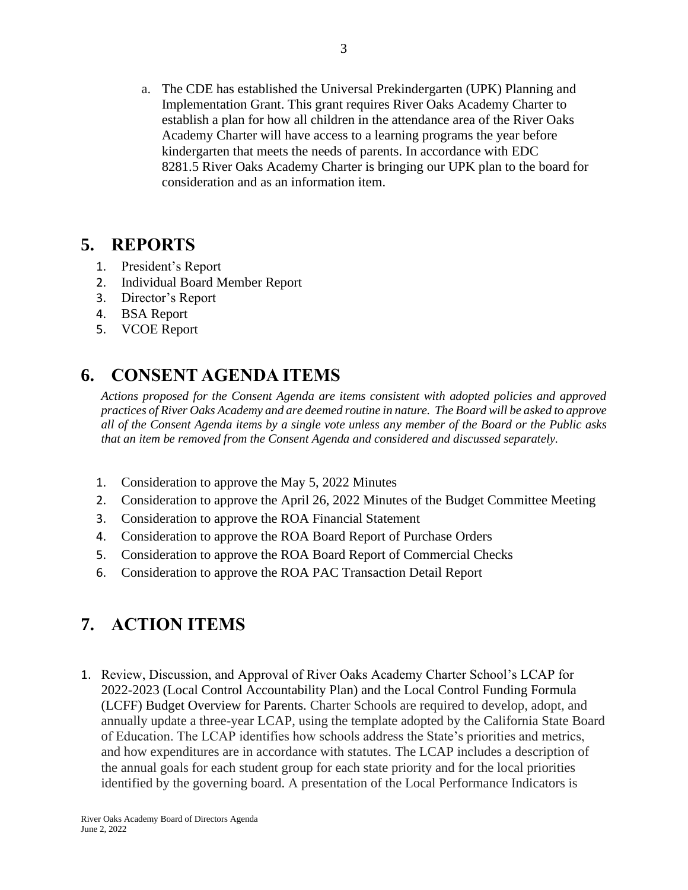a. The CDE has established the Universal Prekindergarten (UPK) Planning and Implementation Grant. This grant requires River Oaks Academy Charter to establish a plan for how all children in the attendance area of the River Oaks Academy Charter will have access to a learning programs the year before kindergarten that meets the needs of parents. In accordance with EDC 8281.5 River Oaks Academy Charter is bringing our UPK plan to the board for consideration and as an information item.

## 5. REPORTS

1. President's Report
2. Individual Board Member Report
3. Director's Report
4. BSA Report
5. VCOE Report

## 6. CONSENT AGENDA ITEMS

*Actions proposed for the Consent Agenda are items consistent with adopted policies and approved practices of River Oaks Academy and are deemed routine in nature. The Board will be asked to approve all of the Consent Agenda items by a single vote unless any member of the Board or the Public asks that an item be removed from the Consent Agenda and considered and discussed separately.*

1. Consideration to approve the May 5, 2022 Minutes
2. Consideration to approve the April 26, 2022 Minutes of the Budget Committee Meeting
3. Consideration to approve the ROA Financial Statement
4. Consideration to approve the ROA Board Report of Purchase Orders
5. Consideration to approve the ROA Board Report of Commercial Checks
6. Consideration to approve the ROA PAC Transaction Detail Report

## 7. ACTION ITEMS

1. Review, Discussion, and Approval of River Oaks Academy Charter School's LCAP for 2022-2023 (Local Control Accountability Plan) and the Local Control Funding Formula (LCFF) Budget Overview for Parents. Charter Schools are required to develop, adopt, and annually update a three-year LCAP, using the template adopted by the California State Board of Education. The LCAP identifies how schools address the State's priorities and metrics, and how expenditures are in accordance with statutes. The LCAP includes a description of the annual goals for each student group for each state priority and for the local priorities identified by the governing board. A presentation of the Local Performance Indicators is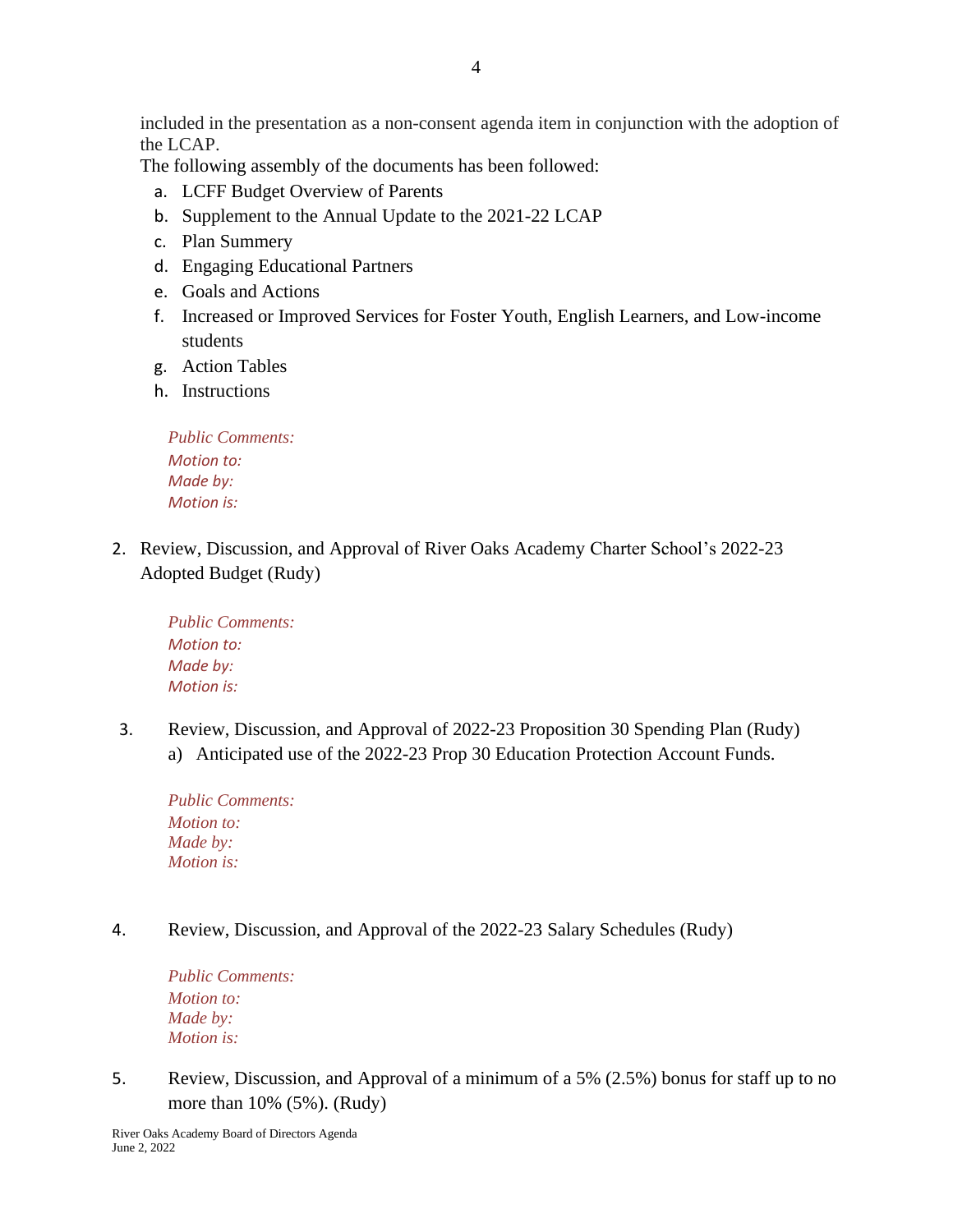included in the presentation as a non-consent agenda item in conjunction with the adoption of the LCAP.

The following assembly of the documents has been followed:

a. LCFF Budget Overview of Parents
b. Supplement to the Annual Update to the 2021-22 LCAP
c. Plan Summery
d. Engaging Educational Partners
e. Goals and Actions
f. Increased or Improved Services for Foster Youth, English Learners, and Low-income students
g. Action Tables
h. Instructions

*Public Comments:*
*Motion to:*
*Made by:*
*Motion is:*

2. Review, Discussion, and Approval of River Oaks Academy Charter School's 2022-23 Adopted Budget (Rudy)

*Public Comments:*
*Motion to:*
*Made by:*
*Motion is:*

3. Review, Discussion, and Approval of 2022-23 Proposition 30 Spending Plan (Rudy)
   a) Anticipated use of the 2022-23 Prop 30 Education Protection Account Funds.

*Public Comments:*
*Motion to:*
*Made by:*
*Motion is:*

4. Review, Discussion, and Approval of the 2022-23 Salary Schedules (Rudy)

*Public Comments:*
*Motion to:*
*Made by:*
*Motion is:*

5. Review, Discussion, and Approval of a minimum of a 5% (2.5%) bonus for staff up to no more than 10% (5%). (Rudy)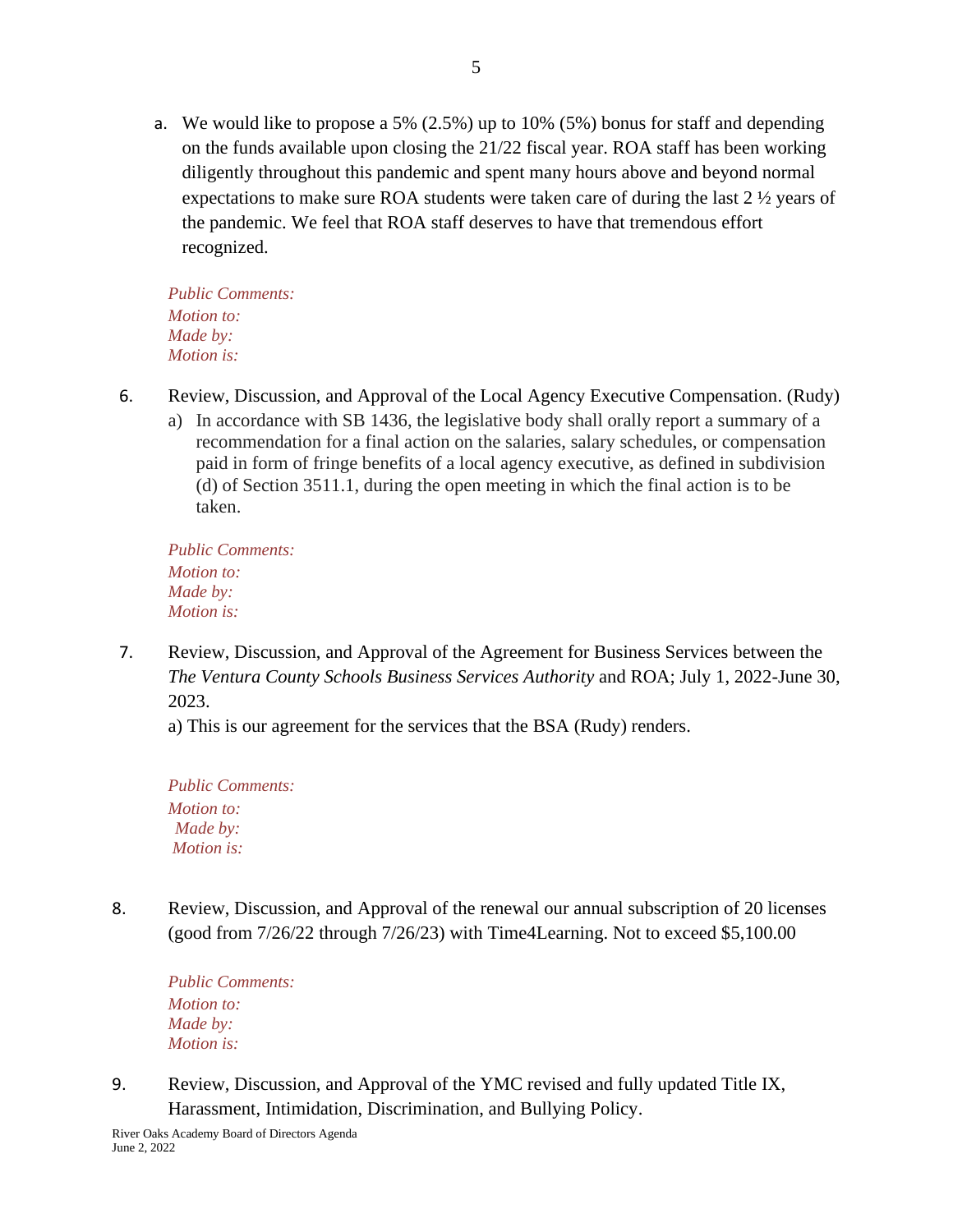a. We would like to propose a 5% (2.5%) up to 10% (5%) bonus for staff and depending on the funds available upon closing the 21/22 fiscal year. ROA staff has been working diligently throughout this pandemic and spent many hours above and beyond normal expectations to make sure ROA students were taken care of during the last 2 ½ years of the pandemic. We feel that ROA staff deserves to have that tremendous effort recognized.

*Public Comments:*
*Motion to:*
*Made by:*
*Motion is:*

6. Review, Discussion, and Approval of the Local Agency Executive Compensation. (Rudy)
   a) In accordance with SB 1436, the legislative body shall orally report a summary of a recommendation for a final action on the salaries, salary schedules, or compensation paid in form of fringe benefits of a local agency executive, as defined in subdivision (d) of Section 3511.1, during the open meeting in which the final action is to be taken.

*Public Comments:*
*Motion to:*
*Made by:*
*Motion is:*

7. Review, Discussion, and Approval of the Agreement for Business Services between the *The Ventura County Schools Business Services Authority* and ROA; July 1, 2022-June 30, 2023.
   a) This is our agreement for the services that the BSA (Rudy) renders.

*Public Comments:*
*Motion to:*
*Made by:*
*Motion is:*

8. Review, Discussion, and Approval of the renewal our annual subscription of 20 licenses (good from 7/26/22 through 7/26/23) with Time4Learning. Not to exceed $5,100.00

*Public Comments:*
*Motion to:*
*Made by:*
*Motion is:*

9. Review, Discussion, and Approval of the YMC revised and fully updated Title IX, Harassment, Intimidation, Discrimination, and Bullying Policy.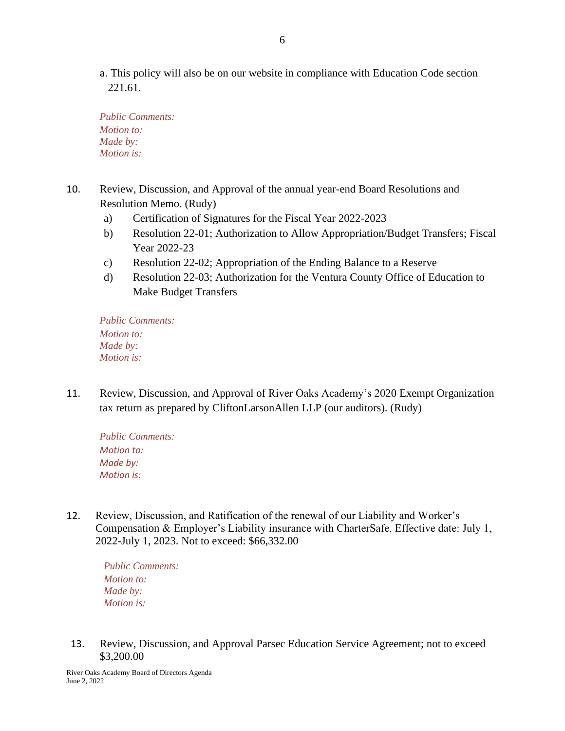a. This policy will also be on our website in compliance with Education Code section 221.61.

*Public Comments:*
*Motion to:*
*Made by:*
*Motion is:*

10. Review, Discussion, and Approval of the annual year-end Board Resolutions and Resolution Memo. (Rudy)
    a) Certification of Signatures for the Fiscal Year 2022-2023
    b) Resolution 22-01; Authorization to Allow Appropriation/Budget Transfers; Fiscal Year 2022-23
    c) Resolution 22-02; Appropriation of the Ending Balance to a Reserve
    d) Resolution 22-03; Authorization for the Ventura County Office of Education to Make Budget Transfers

*Public Comments:*
*Motion to:*
*Made by:*
*Motion is:*

11. Review, Discussion, and Approval of River Oaks Academy's 2020 Exempt Organization tax return as prepared by CliftonLarsonAllen LLP (our auditors). (Rudy)

*Public Comments:*
*Motion to:*
*Made by:*
*Motion is:*

12. Review, Discussion, and Ratification of the renewal of our Liability and Worker's Compensation & Employer's Liability insurance with CharterSafe. Effective date: July 1, 2022-July 1, 2023. Not to exceed: $66,332.00

*Public Comments:*
*Motion to:*
*Made by:*
*Motion is:*

13. Review, Discussion, and Approval Parsec Education Service Agreement; not to exceed $3,200.00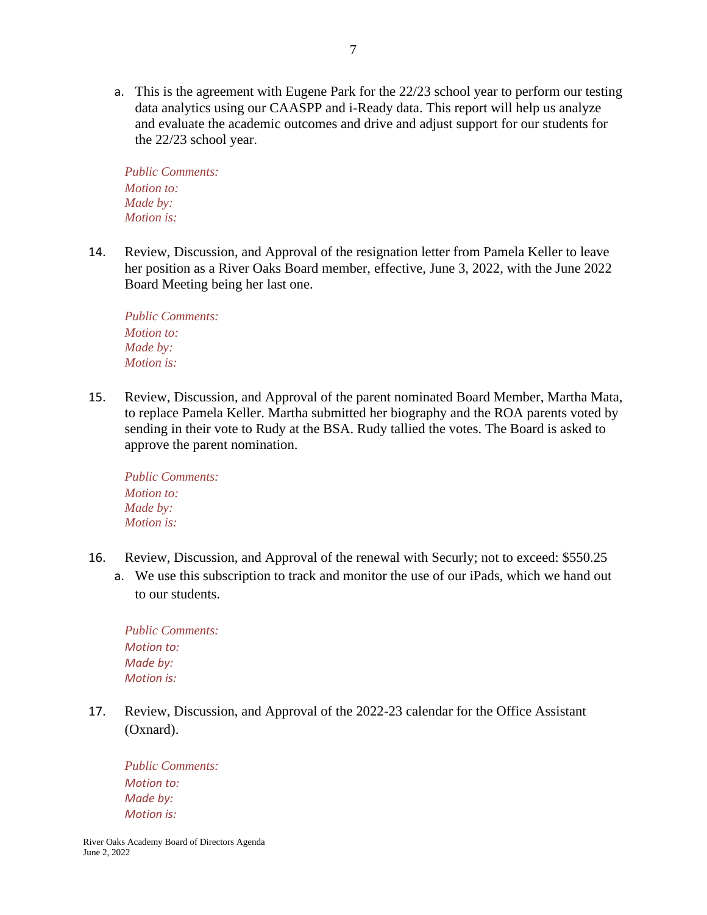a. This is the agreement with Eugene Park for the 22/23 school year to perform our testing data analytics using our CAASPP and i-Ready data. This report will help us analyze and evaluate the academic outcomes and drive and adjust support for our students for the 22/23 school year.

*Public Comments:*  
*Motion to:*  
*Made by:*  
*Motion is:*

14. Review, Discussion, and Approval of the resignation letter from Pamela Keller to leave her position as a River Oaks Board member, effective, June 3, 2022, with the June 2022 Board Meeting being her last one.

*Public Comments:*  
*Motion to:*  
*Made by:*  
*Motion is:*

15. Review, Discussion, and Approval of the parent nominated Board Member, Martha Mata, to replace Pamela Keller. Martha submitted her biography and the ROA parents voted by sending in their vote to Rudy at the BSA. Rudy tallied the votes. The Board is asked to approve the parent nomination.

*Public Comments:*  
*Motion to:*  
*Made by:*  
*Motion is:*

16. Review, Discussion, and Approval of the renewal with Securly; not to exceed: $550.25
    a. We use this subscription to track and monitor the use of our iPads, which we hand out to our students.

*Public Comments:*  
*Motion to:*  
*Made by:*  
*Motion is:*

17. Review, Discussion, and Approval of the 2022-23 calendar for the Office Assistant (Oxnard).

*Public Comments:*  
*Motion to:*  
*Made by:*  
*Motion is:*

River Oaks Academy Board of Directors Agenda  
June 2, 2022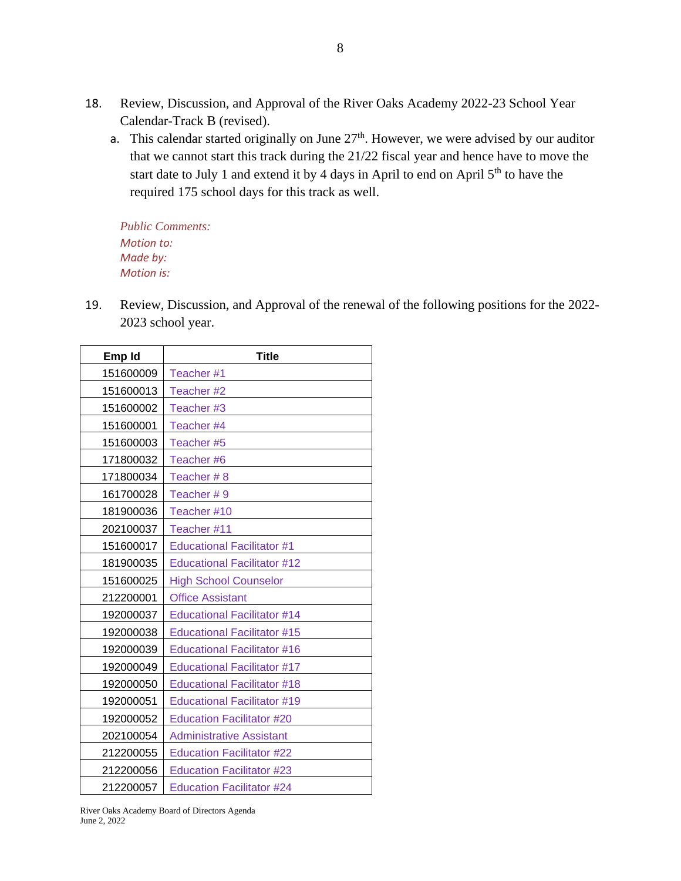18. Review, Discussion, and Approval of the River Oaks Academy 2022-23 School Year Calendar-Track B (revised).

    a. This calendar started originally on June 27th. However, we were advised by our auditor that we cannot start this track during the 21/22 fiscal year and hence have to move the start date to July 1 and extend it by 4 days in April to end on April 5th to have the required 175 school days for this track as well.

*Public Comments:*
*Motion to:*
*Made by:*
*Motion is:*

19. Review, Discussion, and Approval of the renewal of the following positions for the 2022-2023 school year.

| Emp Id | Title |
|---|---|
| 151600009 | Teacher #1 |
| 151600013 | Teacher #2 |
| 151600002 | Teacher #3 |
| 151600001 | Teacher #4 |
| 151600003 | Teacher #5 |
| 171800032 | Teacher #6 |
| 171800034 | Teacher # 8 |
| 161700028 | Teacher # 9 |
| 181900036 | Teacher #10 |
| 202100037 | Teacher #11 |
| 151600017 | Educational Facilitator #1 |
| 181900035 | Educational Facilitator #12 |
| 151600025 | High School Counselor |
| 212200001 | Office Assistant |
| 192000037 | Educational Facilitator #14 |
| 192000038 | Educational Facilitator #15 |
| 192000039 | Educational Facilitator #16 |
| 192000049 | Educational Facilitator #17 |
| 192000050 | Educational Facilitator #18 |
| 192000051 | Educational Facilitator #19 |
| 192000052 | Education Facilitator #20 |
| 202100054 | Administrative Assistant |
| 212200055 | Education Facilitator #22 |
| 212200056 | Education Facilitator #23 |
| 212200057 | Education Facilitator #24 |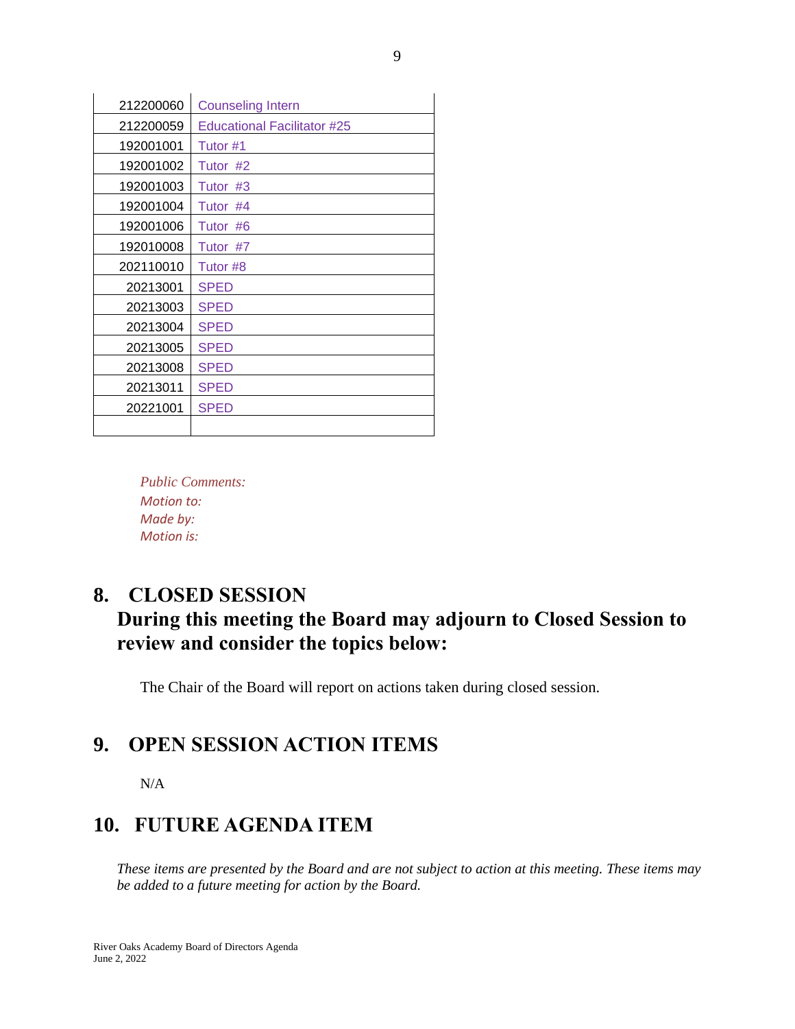| 212200060 | Counseling Intern |
|---|---|
| 212200059 | Educational Facilitator #25 |
| 192001001 | Tutor #1 |
| 192001002 | Tutor  #2 |
| 192001003 | Tutor  #3 |
| 192001004 | Tutor  #4 |
| 192001006 | Tutor  #6 |
| 192010008 | Tutor  #7 |
| 202110010 | Tutor #8 |
| 20213001 | SPED |
| 20213003 | SPED |
| 20213004 | SPED |
| 20213005 | SPED |
| 20213008 | SPED |
| 20213011 | SPED |
| 20221001 | SPED |
| | |

*Public Comments:*
*Motion to:*
*Made by:*
*Motion is:*

## 8. CLOSED SESSION

## During this meeting the Board may adjourn to Closed Session to review and consider the topics below:

The Chair of the Board will report on actions taken during closed session.

## 9. OPEN SESSION ACTION ITEMS

N/A

## 10. FUTURE AGENDA ITEM

*These items are presented by the Board and are not subject to action at this meeting. These items may be added to a future meeting for action by the Board.*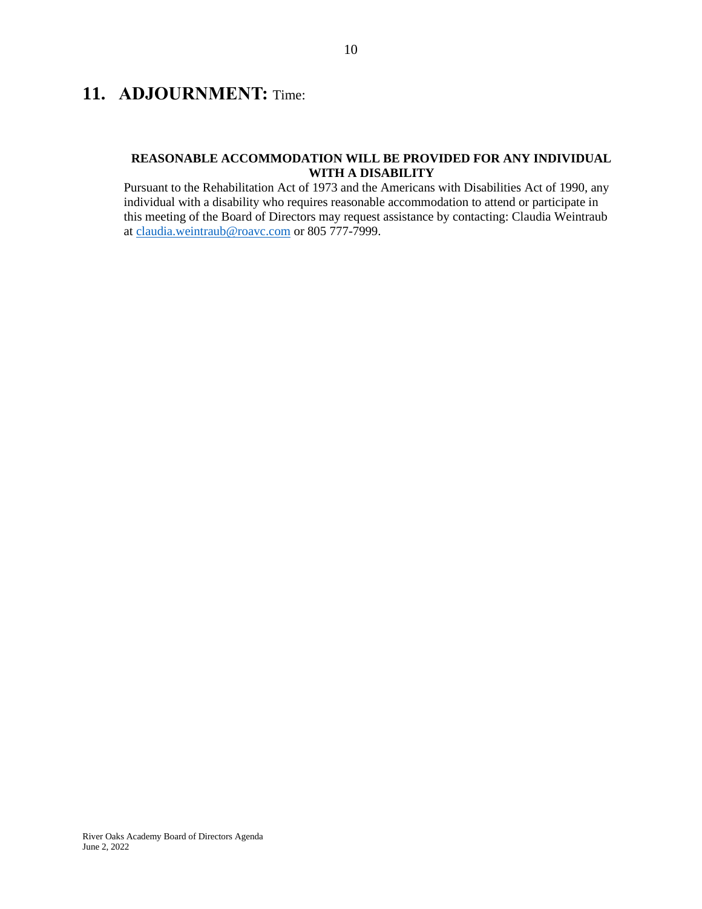## 11. ADJOURNMENT: Time:

**REASONABLE ACCOMMODATION WILL BE PROVIDED FOR ANY INDIVIDUAL WITH A DISABILITY**

Pursuant to the Rehabilitation Act of 1973 and the Americans with Disabilities Act of 1990, any individual with a disability who requires reasonable accommodation to attend or participate in this meeting of the Board of Directors may request assistance by contacting: Claudia Weintraub at claudia.weintraub@roavc.com or 805 777-7999.